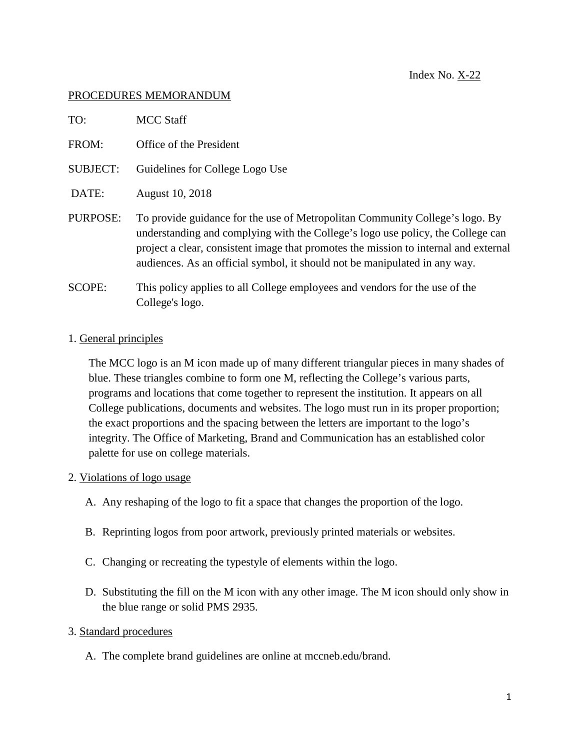Index No. X-22

PROCEDURES MEMORANDUM

TO: MCC Staff

FROM: Office of the President

SUBJECT: Guidelines for College Logo Use

DATE: August 10, 2018

PURPOSE: To provide guidance for the use of Metropolitan Community College's logo. By understanding and complying with the College's logo use policy, the College can project a clear, consistent image that promotes the mission to internal and external audiences. As an official symbol, it should not be manipulated in any way.

SCOPE: This policy applies to all College employees and vendors for the use of the College's logo.

1. General principles

The MCC logo is an M icon made up of many different triangular pieces in many shades of blue. These triangles combine to form one M, reflecting the College's various parts, programs and locations that come together to represent the institution. It appears on all College publications, documents and websites. The logo must run in its proper proportion; the exact proportions and the spacing between the letters are important to the logo's integrity. The Office of Marketing, Brand and Communication has an established color palette for use on college materials.

2. Violations of logo usage

A. Any reshaping of the logo to fit a space that changes the proportion of the logo.

B. Reprinting logos from poor artwork, previously printed materials or websites.

C. Changing or recreating the typestyle of elements within the logo.

D. Substituting the fill on the M icon with any other image. The M icon should only show in the blue range or solid PMS 2935.

3. Standard procedures

A. The complete brand guidelines are online at mccneb.edu/brand.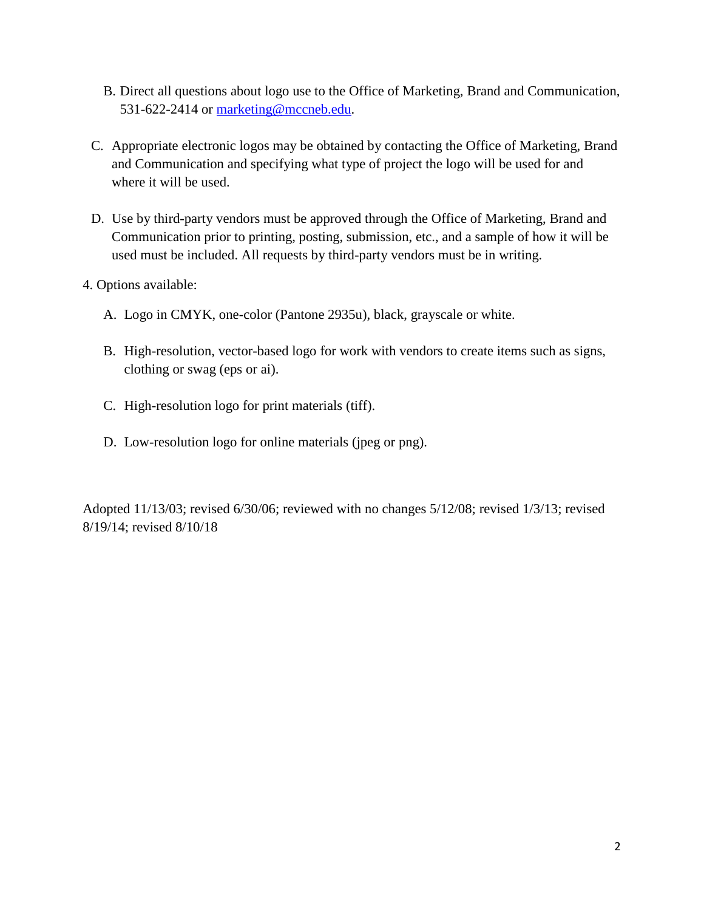B. Direct all questions about logo use to the Office of Marketing, Brand and Communication, 531-622-2414 or [marketing@mccneb.edu](mailto:marketing@mccneb.edu).

C. Appropriate electronic logos may be obtained by contacting the Office of Marketing, Brand and Communication and specifying what type of project the logo will be used for and where it will be used.

D. Use by third-party vendors must be approved through the Office of Marketing, Brand and Communication prior to printing, posting, submission, etc., and a sample of how it will be used must be included. All requests by third-party vendors must be in writing.

4. Options available:

A. Logo in CMYK, one-color (Pantone 2935u), black, grayscale or white.

B. High-resolution, vector-based logo for work with vendors to create items such as signs, clothing or swag (eps or ai).

C. High-resolution logo for print materials (tiff).

D. Low-resolution logo for online materials (jpeg or png).

Adopted 11/13/03; revised 6/30/06; reviewed with no changes 5/12/08; revised 1/3/13; revised 8/19/14; revised 8/10/18